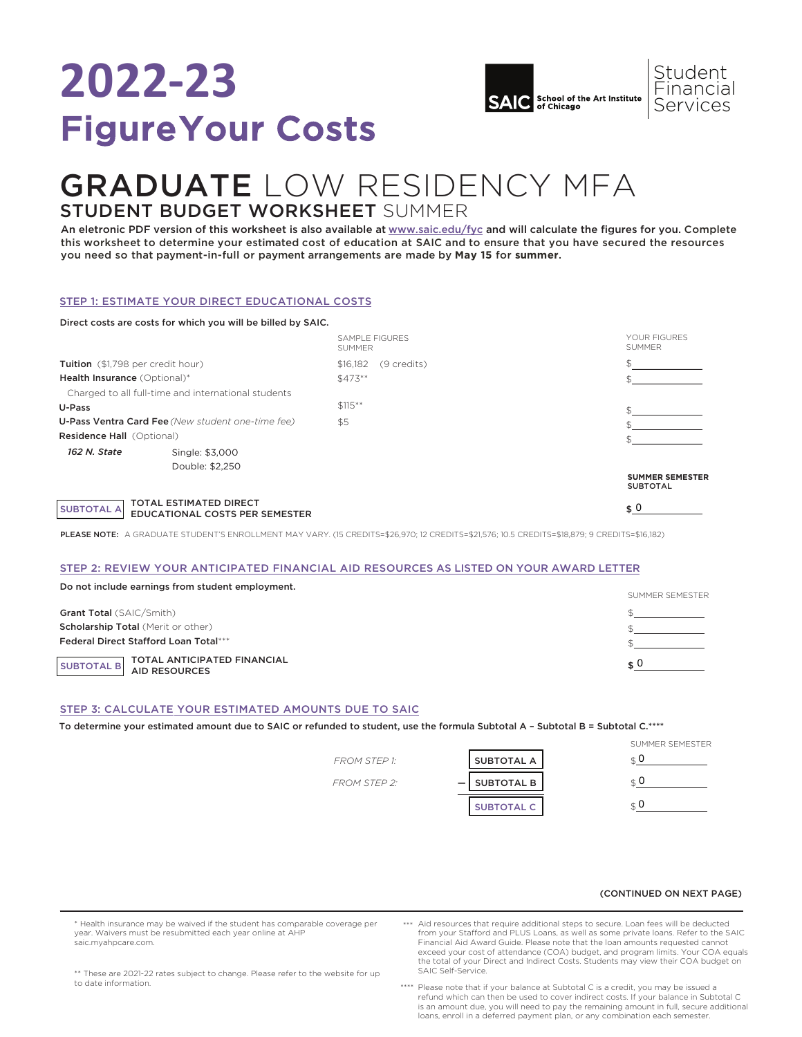# 2022-23

# FigureYour Costs

SAIC School of the Art Institute of Chicago | Student Financial Services

## GRADUATE LOW RESIDENCY MFA

### STUDENT BUDGET WORKSHEET SUMMER

**An eletronic PDF version of this worksheet is also available at www.saic.edu/fyc and will calculate the figures for you. Complete this worksheet to determine your estimated cost of education at SAIC and to ensure that you have secured the resources you need so that payment-in-full or payment arrangements are made by May 15 for summer.**

### STEP 1: ESTIMATE YOUR DIRECT EDUCATIONAL COSTS

**Direct costs are costs for which you will be billed by SAIC.**

| | SAMPLE FIGURES SUMMER | YOUR FIGURES SUMMER |
|---|---|---|
| **Tuition** ($1,798 per credit hour) | $16,182 (9 credits) | $ |
| **Health Insurance** (Optional)* | $473** | $ |
| Charged to all full-time and international students | | |
| **U-Pass** | $115** | $ |
| **U-Pass Ventra Card Fee** *(New student one-time fee)* | $5 | $ |
| **Residence Hall** (Optional) | | $ |
| ***162 N. State*** Single: $3,000 | | |
| Double: $2,250 | | |
| | | **SUMMER SEMESTER SUBTOTAL** |
| SUBTOTAL A **TOTAL ESTIMATED DIRECT EDUCATIONAL COSTS PER SEMESTER** | | **$** 0 |

**PLEASE NOTE:** A GRADUATE STUDENT'S ENROLLMENT MAY VARY. (15 CREDITS=$26,970; 12 CREDITS=$21,576; 10.5 CREDITS=$18,879; 9 CREDITS=$16,182)

### STEP 2: REVIEW YOUR ANTICIPATED FINANCIAL AID RESOURCES AS LISTED ON YOUR AWARD LETTER

**Do not include earnings from student employment.**

| | SUMMER SEMESTER |
|---|---|
| **Grant Total** (SAIC/Smith) | $ |
| **Scholarship Total** (Merit or other) | $ |
| **Federal Direct Stafford Loan Total***** | $ |
| SUBTOTAL B **TOTAL ANTICIPATED FINANCIAL AID RESOURCES** | **$** 0 |

### STEP 3: CALCULATE YOUR ESTIMATED AMOUNTS DUE TO SAIC

**To determine your estimated amount due to SAIC or refunded to student, use the formula Subtotal A – Subtotal B = Subtotal C.******

| | | SUMMER SEMESTER |
|---|---|---|
| *FROM STEP 1:* | SUBTOTAL A | $ 0 |
| *FROM STEP 2:* | – SUBTOTAL B | $ 0 |
| | SUBTOTAL C | $ 0 |

**(CONTINUED ON NEXT PAGE)**

---

\* Health insurance may be waived if the student has comparable coverage per year. Waivers must be resubmitted each year online at AHP saic.myahpcare.com.

\*\* These are 2021-22 rates subject to change. Please refer to the website for up to date information.

\*\*\* Aid resources that require additional steps to secure. Loan fees will be deducted from your Stafford and PLUS Loans, as well as some private loans. Refer to the SAIC Financial Aid Award Guide. Please note that the loan amounts requested cannot exceed your cost of attendance (COA) budget, and program limits. Your COA equals the total of your Direct and Indirect Costs. Students may view their COA budget on SAIC Self-Service.

\*\*\*\* Please note that if your balance at Subtotal C is a credit, you may be issued a refund which can then be used to cover indirect costs. If your balance in Subtotal C is an amount due, you will need to pay the remaining amount in full, secure additional loans, enroll in a deferred payment plan, or any combination each semester.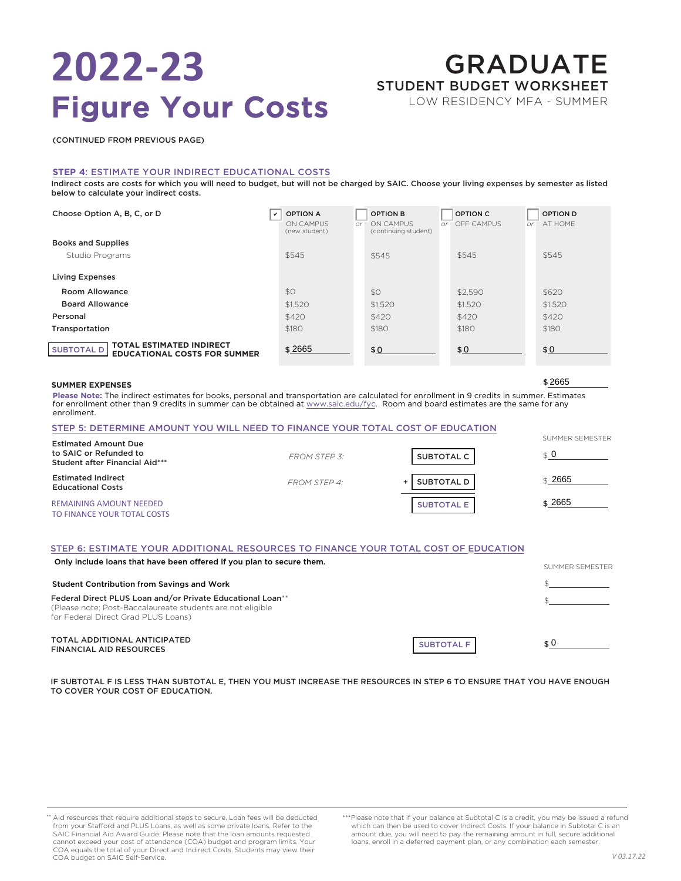# 2022-23 Figure Your Costs

## GRADUATE STUDENT BUDGET WORKSHEET

LOW RESIDENCY MFA - SUMMER

(CONTINUED FROM PREVIOUS PAGE)

### STEP 4: ESTIMATE YOUR INDIRECT EDUCATIONAL COSTS

Indirect costs are costs for which you will need to budget, but will not be charged by SAIC. Choose your living expenses by semester as listed below to calculate your indirect costs.

| Choose Option A, B, C, or D | ☑ OPTION A ON CAMPUS (new student) | or ☐ OPTION B ON CAMPUS (continuing student) | or ☐ OPTION C OFF CAMPUS | or ☐ OPTION D AT HOME |
|---|---|---|---|---|
| **Books and Supplies** | | | | |
| Studio Programs | $545 | $545 | $545 | $545 |
| **Living Expenses** | | | | |
| Room Allowance | $0 | $0 | $2,590 | $620 |
| Board Allowance | $1,520 | $1,520 | $1.520 | $1,520 |
| Personal | $420 | $420 | $420 | $420 |
| Transportation | $180 | $180 | $180 | $180 |
| SUBTOTAL D **TOTAL ESTIMATED INDIRECT EDUCATIONAL COSTS FOR SUMMER** | $ 2665 | $ 0 | $ 0 | $ 0 |

**SUMMER EXPENSES** $ 2665

**Please Note:** The indirect estimates for books, personal and transportation are calculated for enrollment in 9 credits in summer. Estimates for enrollment other than 9 credits in summer can be obtained at www.saic.edu/fyc. Room and board estimates are the same for any enrollment.

### STEP 5: DETERMINE AMOUNT YOU WILL NEED TO FINANCE YOUR TOTAL COST OF EDUCATION

| | | | SUMMER SEMESTER |
|---|---|---|---|
| **Estimated Amount Due to SAIC or Refunded to Student after Financial Aid\*\*\*** | *FROM STEP 3:* | SUBTOTAL C | $ 0 |
| **Estimated Indirect Educational Costs** | *FROM STEP 4:* | + SUBTOTAL D | $ 2665 |
| REMAINING AMOUNT NEEDED TO FINANCE YOUR TOTAL COSTS | | SUBTOTAL E | $ 2665 |

### STEP 6: ESTIMATE YOUR ADDITIONAL RESOURCES TO FINANCE YOUR TOTAL COST OF EDUCATION

**Only include loans that have been offered if you plan to secure them.**

| | | SUMMER SEMESTER |
|---|---|---|
| **Student Contribution from Savings and Work** | | $ |
| **Federal Direct PLUS Loan and/or Private Educational Loan\*\*** (Please note: Post-Baccalaureate students are not eligible for Federal Direct Grad PLUS Loans) | | $ |
| TOTAL ADDITIONAL ANTICIPATED FINANCIAL AID RESOURCES | SUBTOTAL F | $ 0 |

IF SUBTOTAL F IS LESS THAN SUBTOTAL E, THEN YOU MUST INCREASE THE RESOURCES IN STEP 6 TO ENSURE THAT YOU HAVE ENOUGH TO COVER YOUR COST OF EDUCATION.

\*\* Aid resources that require additional steps to secure. Loan fees will be deducted from your Stafford and PLUS Loans, as well as some private loans. Refer to the SAIC Financial Aid Award Guide. Please note that the loan amounts requested cannot exceed your cost of attendance (COA) budget and program limits. Your COA equals the total of your Direct and Indirect Costs. Students may view their COA budget on SAIC Self-Service.

\*\*\*Please note that if your balance at Subtotal C is a credit, you may be issued a refund which can then be used to cover Indirect Costs. If your balance in Subtotal C is an amount due, you will need to pay the remaining amount in full, secure additional loans, enroll in a deferred payment plan, or any combination each semester.

V 03.17.22